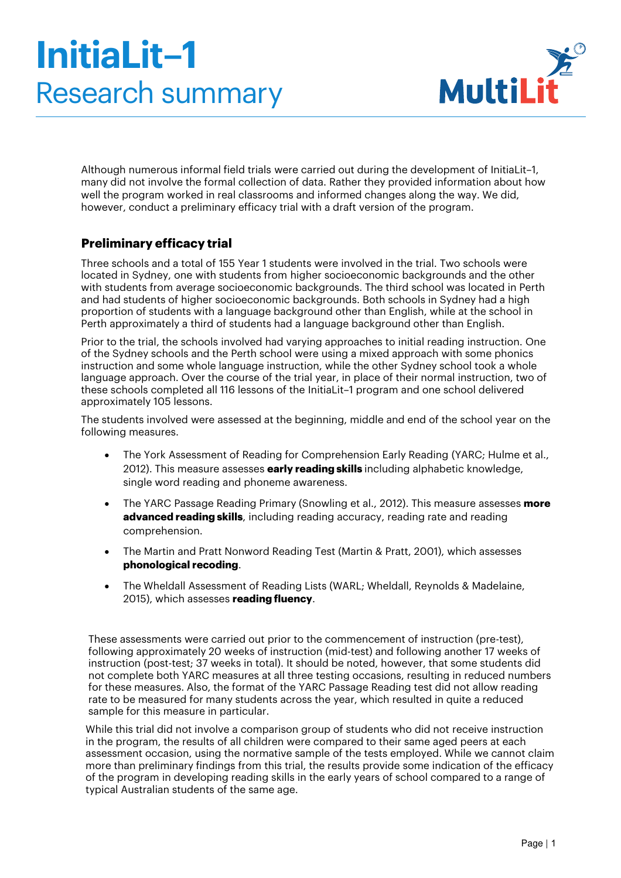# InitiaLit–1
## Research summary

Although numerous informal field trials were carried out during the development of InitiaLit–1, many did not involve the formal collection of data. Rather they provided information about how well the program worked in real classrooms and informed changes along the way. We did, however, conduct a preliminary efficacy trial with a draft version of the program.

### Preliminary efficacy trial

Three schools and a total of 155 Year 1 students were involved in the trial. Two schools were located in Sydney, one with students from higher socioeconomic backgrounds and the other with students from average socioeconomic backgrounds. The third school was located in Perth and had students of higher socioeconomic backgrounds. Both schools in Sydney had a high proportion of students with a language background other than English, while at the school in Perth approximately a third of students had a language background other than English.

Prior to the trial, the schools involved had varying approaches to initial reading instruction. One of the Sydney schools and the Perth school were using a mixed approach with some phonics instruction and some whole language instruction, while the other Sydney school took a whole language approach. Over the course of the trial year, in place of their normal instruction, two of these schools completed all 116 lessons of the InitiaLit–1 program and one school delivered approximately 105 lessons.

The students involved were assessed at the beginning, middle and end of the school year on the following measures.

- The York Assessment of Reading for Comprehension Early Reading (YARC; Hulme et al., 2012). This measure assesses **early reading skills** including alphabetic knowledge, single word reading and phoneme awareness.
- The YARC Passage Reading Primary (Snowling et al., 2012). This measure assesses **more advanced reading skills**, including reading accuracy, reading rate and reading comprehension.
- The Martin and Pratt Nonword Reading Test (Martin & Pratt, 2001), which assesses **phonological recoding**.
- The Wheldall Assessment of Reading Lists (WARL; Wheldall, Reynolds & Madelaine, 2015), which assesses **reading fluency**.

These assessments were carried out prior to the commencement of instruction (pre-test), following approximately 20 weeks of instruction (mid-test) and following another 17 weeks of instruction (post-test; 37 weeks in total). It should be noted, however, that some students did not complete both YARC measures at all three testing occasions, resulting in reduced numbers for these measures. Also, the format of the YARC Passage Reading test did not allow reading rate to be measured for many students across the year, which resulted in quite a reduced sample for this measure in particular.

While this trial did not involve a comparison group of students who did not receive instruction in the program, the results of all children were compared to their same aged peers at each assessment occasion, using the normative sample of the tests employed. While we cannot claim more than preliminary findings from this trial, the results provide some indication of the efficacy of the program in developing reading skills in the early years of school compared to a range of typical Australian students of the same age.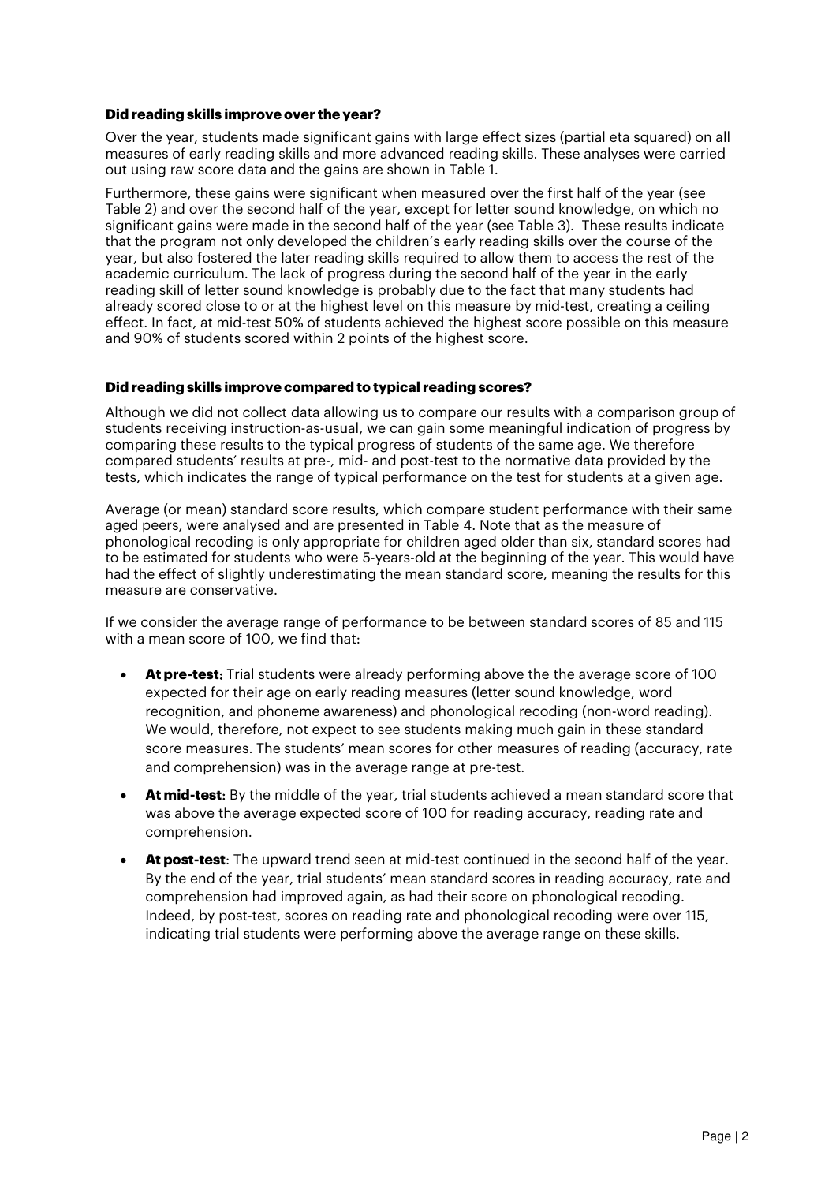**Did reading skills improve over the year?**

Over the year, students made significant gains with large effect sizes (partial eta squared) on all measures of early reading skills and more advanced reading skills. These analyses were carried out using raw score data and the gains are shown in Table 1.

Furthermore, these gains were significant when measured over the first half of the year (see Table 2) and over the second half of the year, except for letter sound knowledge, on which no significant gains were made in the second half of the year (see Table 3). These results indicate that the program not only developed the children's early reading skills over the course of the year, but also fostered the later reading skills required to allow them to access the rest of the academic curriculum. The lack of progress during the second half of the year in the early reading skill of letter sound knowledge is probably due to the fact that many students had already scored close to or at the highest level on this measure by mid-test, creating a ceiling effect. In fact, at mid-test 50% of students achieved the highest score possible on this measure and 90% of students scored within 2 points of the highest score.

**Did reading skills improve compared to typical reading scores?**

Although we did not collect data allowing us to compare our results with a comparison group of students receiving instruction-as-usual, we can gain some meaningful indication of progress by comparing these results to the typical progress of students of the same age. We therefore compared students' results at pre-, mid- and post-test to the normative data provided by the tests, which indicates the range of typical performance on the test for students at a given age.

Average (or mean) standard score results, which compare student performance with their same aged peers, were analysed and are presented in Table 4. Note that as the measure of phonological recoding is only appropriate for children aged older than six, standard scores had to be estimated for students who were 5-years-old at the beginning of the year. This would have had the effect of slightly underestimating the mean standard score, meaning the results for this measure are conservative.

If we consider the average range of performance to be between standard scores of 85 and 115 with a mean score of 100, we find that:

- **At pre-test:** Trial students were already performing above the the average score of 100 expected for their age on early reading measures (letter sound knowledge, word recognition, and phoneme awareness) and phonological recoding (non-word reading). We would, therefore, not expect to see students making much gain in these standard score measures. The students' mean scores for other measures of reading (accuracy, rate and comprehension) was in the average range at pre-test.
- **At mid-test:** By the middle of the year, trial students achieved a mean standard score that was above the average expected score of 100 for reading accuracy, reading rate and comprehension.
- **At post-test**: The upward trend seen at mid-test continued in the second half of the year. By the end of the year, trial students' mean standard scores in reading accuracy, rate and comprehension had improved again, as had their score on phonological recoding. Indeed, by post-test, scores on reading rate and phonological recoding were over 115, indicating trial students were performing above the average range on these skills.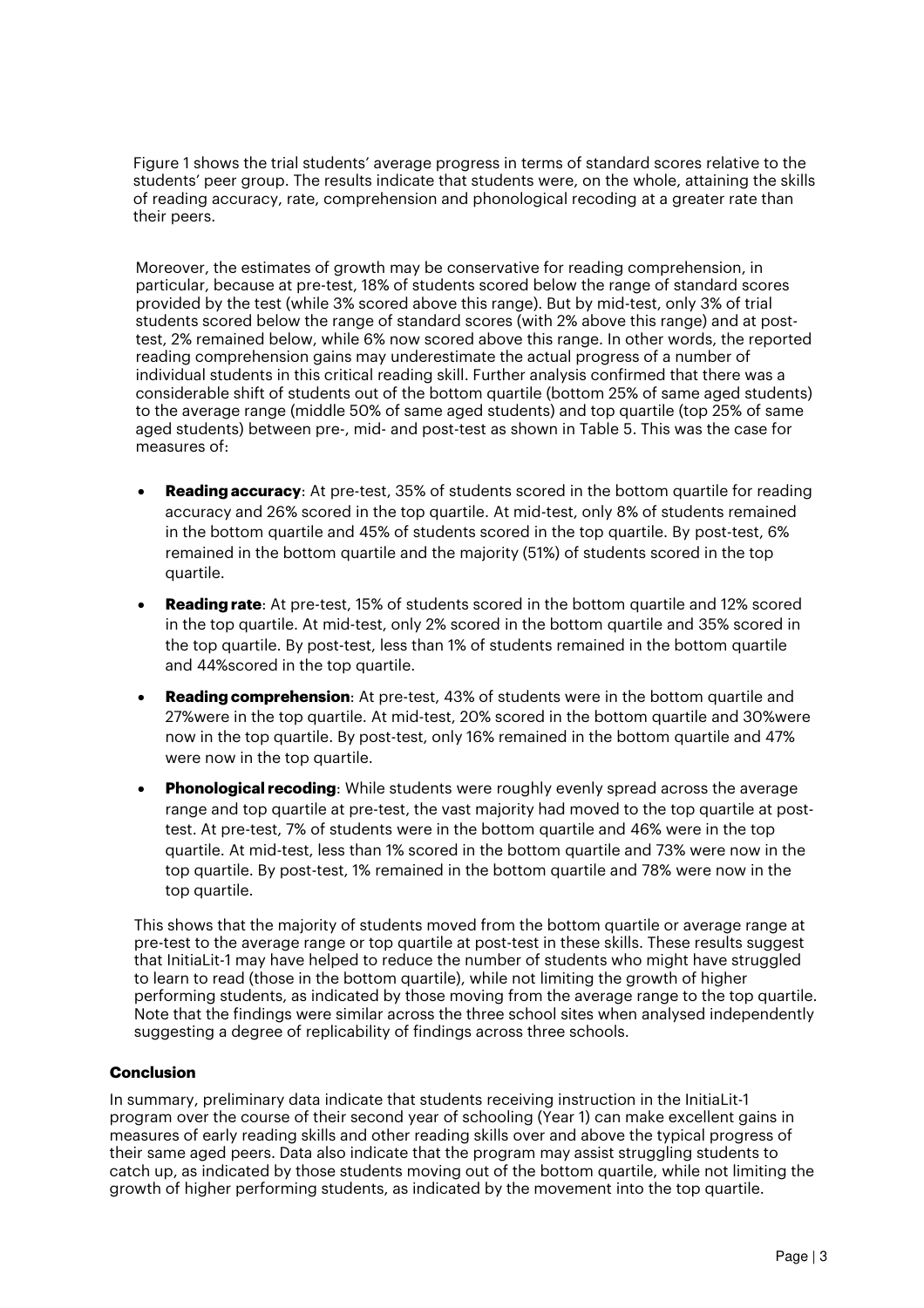Figure 1 shows the trial students' average progress in terms of standard scores relative to the students' peer group. The results indicate that students were, on the whole, attaining the skills of reading accuracy, rate, comprehension and phonological recoding at a greater rate than their peers.

Moreover, the estimates of growth may be conservative for reading comprehension, in particular, because at pre-test, 18% of students scored below the range of standard scores provided by the test (while 3% scored above this range). But by mid-test, only 3% of trial students scored below the range of standard scores (with 2% above this range) and at post-test, 2% remained below, while 6% now scored above this range. In other words, the reported reading comprehension gains may underestimate the actual progress of a number of individual students in this critical reading skill. Further analysis confirmed that there was a considerable shift of students out of the bottom quartile (bottom 25% of same aged students) to the average range (middle 50% of same aged students) and top quartile (top 25% of same aged students) between pre-, mid- and post-test as shown in Table 5. This was the case for measures of:

- **Reading accuracy**: At pre-test, 35% of students scored in the bottom quartile for reading accuracy and 26% scored in the top quartile. At mid-test, only 8% of students remained in the bottom quartile and 45% of students scored in the top quartile. By post-test, 6% remained in the bottom quartile and the majority (51%) of students scored in the top quartile.
- **Reading rate**: At pre-test, 15% of students scored in the bottom quartile and 12% scored in the top quartile. At mid-test, only 2% scored in the bottom quartile and 35% scored in the top quartile. By post-test, less than 1% of students remained in the bottom quartile and 44%scored in the top quartile.
- **Reading comprehension**: At pre-test, 43% of students were in the bottom quartile and 27%were in the top quartile. At mid-test, 20% scored in the bottom quartile and 30%were now in the top quartile. By post-test, only 16% remained in the bottom quartile and 47% were now in the top quartile.
- **Phonological recoding**: While students were roughly evenly spread across the average range and top quartile at pre-test, the vast majority had moved to the top quartile at post-test. At pre-test, 7% of students were in the bottom quartile and 46% were in the top quartile. At mid-test, less than 1% scored in the bottom quartile and 73% were now in the top quartile. By post-test, 1% remained in the bottom quartile and 78% were now in the top quartile.

This shows that the majority of students moved from the bottom quartile or average range at pre-test to the average range or top quartile at post-test in these skills. These results suggest that InitiaLit-1 may have helped to reduce the number of students who might have struggled to learn to read (those in the bottom quartile), while not limiting the growth of higher performing students, as indicated by those moving from the average range to the top quartile. Note that the findings were similar across the three school sites when analysed independently suggesting a degree of replicability of findings across three schools.

**Conclusion**

In summary, preliminary data indicate that students receiving instruction in the InitiaLit-1 program over the course of their second year of schooling (Year 1) can make excellent gains in measures of early reading skills and other reading skills over and above the typical progress of their same aged peers. Data also indicate that the program may assist struggling students to catch up, as indicated by those students moving out of the bottom quartile, while not limiting the growth of higher performing students, as indicated by the movement into the top quartile.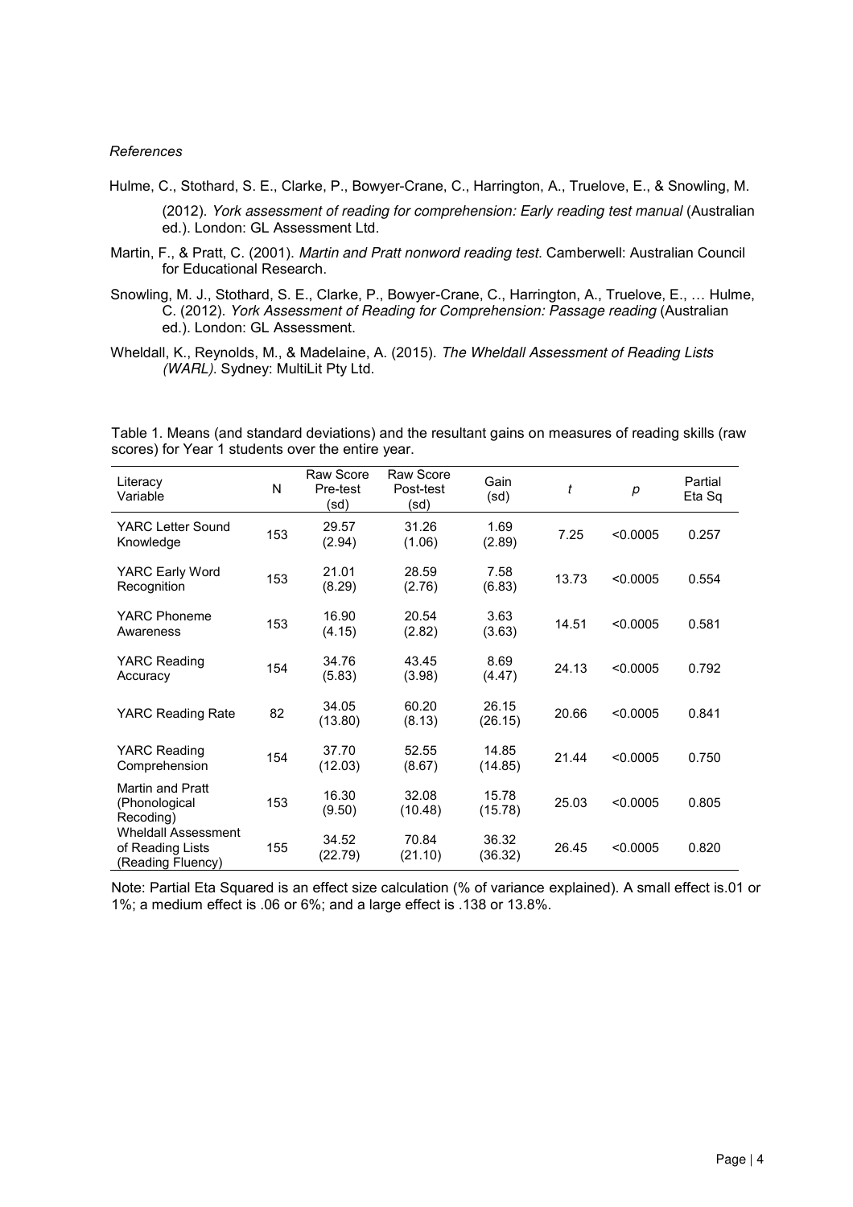*References*

Hulme, C., Stothard, S. E., Clarke, P., Bowyer-Crane, C., Harrington, A., Truelove, E., & Snowling, M. (2012). *York assessment of reading for comprehension: Early reading test manual* (Australian ed.). London: GL Assessment Ltd.

Martin, F., & Pratt, C. (2001). *Martin and Pratt nonword reading test*. Camberwell: Australian Council for Educational Research.

Snowling, M. J., Stothard, S. E., Clarke, P., Bowyer-Crane, C., Harrington, A., Truelove, E., … Hulme, C. (2012). *York Assessment of Reading for Comprehension: Passage reading* (Australian ed.). London: GL Assessment.

Wheldall, K., Reynolds, M., & Madelaine, A. (2015). *The Wheldall Assessment of Reading Lists (WARL)*. Sydney: MultiLit Pty Ltd.

Table 1. Means (and standard deviations) and the resultant gains on measures of reading skills (raw scores) for Year 1 students over the entire year.

| Literacy Variable | N | Raw Score Pre-test (sd) | Raw Score Post-test (sd) | Gain (sd) | *t* | *p* | Partial Eta Sq |
|---|---|---|---|---|---|---|---|
| YARC Letter Sound Knowledge | 153 | 29.57 (2.94) | 31.26 (1.06) | 1.69 (2.89) | 7.25 | <0.0005 | 0.257 |
| YARC Early Word Recognition | 153 | 21.01 (8.29) | 28.59 (2.76) | 7.58 (6.83) | 13.73 | <0.0005 | 0.554 |
| YARC Phoneme Awareness | 153 | 16.90 (4.15) | 20.54 (2.82) | 3.63 (3.63) | 14.51 | <0.0005 | 0.581 |
| YARC Reading Accuracy | 154 | 34.76 (5.83) | 43.45 (3.98) | 8.69 (4.47) | 24.13 | <0.0005 | 0.792 |
| YARC Reading Rate | 82 | 34.05 (13.80) | 60.20 (8.13) | 26.15 (26.15) | 20.66 | <0.0005 | 0.841 |
| YARC Reading Comprehension | 154 | 37.70 (12.03) | 52.55 (8.67) | 14.85 (14.85) | 21.44 | <0.0005 | 0.750 |
| Martin and Pratt (Phonological Recoding) | 153 | 16.30 (9.50) | 32.08 (10.48) | 15.78 (15.78) | 25.03 | <0.0005 | 0.805 |
| Wheldall Assessment of Reading Lists (Reading Fluency) | 155 | 34.52 (22.79) | 70.84 (21.10) | 36.32 (36.32) | 26.45 | <0.0005 | 0.820 |

Note: Partial Eta Squared is an effect size calculation (% of variance explained). A small effect is.01 or 1%; a medium effect is .06 or 6%; and a large effect is .138 or 13.8%.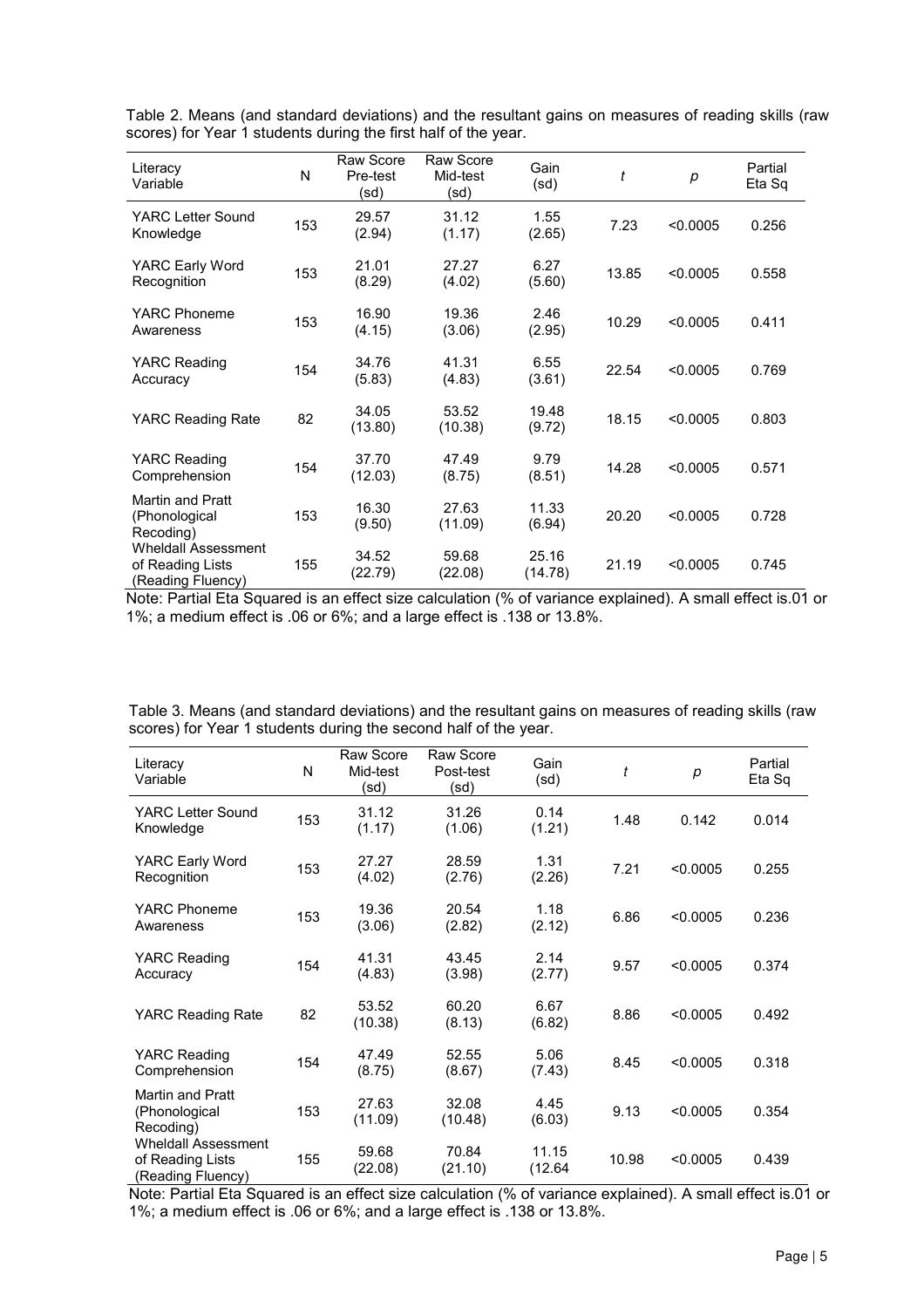Table 2. Means (and standard deviations) and the resultant gains on measures of reading skills (raw scores) for Year 1 students during the first half of the year.

| Literacy Variable | N | Raw Score Pre-test (sd) | Raw Score Mid-test (sd) | Gain (sd) | *t* | *p* | Partial Eta Sq |
|---|---|---|---|---|---|---|---|
| YARC Letter Sound Knowledge | 153 | 29.57 (2.94) | 31.12 (1.17) | 1.55 (2.65) | 7.23 | <0.0005 | 0.256 |
| YARC Early Word Recognition | 153 | 21.01 (8.29) | 27.27 (4.02) | 6.27 (5.60) | 13.85 | <0.0005 | 0.558 |
| YARC Phoneme Awareness | 153 | 16.90 (4.15) | 19.36 (3.06) | 2.46 (2.95) | 10.29 | <0.0005 | 0.411 |
| YARC Reading Accuracy | 154 | 34.76 (5.83) | 41.31 (4.83) | 6.55 (3.61) | 22.54 | <0.0005 | 0.769 |
| YARC Reading Rate | 82 | 34.05 (13.80) | 53.52 (10.38) | 19.48 (9.72) | 18.15 | <0.0005 | 0.803 |
| YARC Reading Comprehension | 154 | 37.70 (12.03) | 47.49 (8.75) | 9.79 (8.51) | 14.28 | <0.0005 | 0.571 |
| Martin and Pratt (Phonological Recoding) | 153 | 16.30 (9.50) | 27.63 (11.09) | 11.33 (6.94) | 20.20 | <0.0005 | 0.728 |
| Wheldall Assessment of Reading Lists (Reading Fluency) | 155 | 34.52 (22.79) | 59.68 (22.08) | 25.16 (14.78) | 21.19 | <0.0005 | 0.745 |

Note: Partial Eta Squared is an effect size calculation (% of variance explained). A small effect is.01 or 1%; a medium effect is .06 or 6%; and a large effect is .138 or 13.8%.

Table 3. Means (and standard deviations) and the resultant gains on measures of reading skills (raw scores) for Year 1 students during the second half of the year.

| Literacy Variable | N | Raw Score Mid-test (sd) | Raw Score Post-test (sd) | Gain (sd) | *t* | *p* | Partial Eta Sq |
|---|---|---|---|---|---|---|---|
| YARC Letter Sound Knowledge | 153 | 31.12 (1.17) | 31.26 (1.06) | 0.14 (1.21) | 1.48 | 0.142 | 0.014 |
| YARC Early Word Recognition | 153 | 27.27 (4.02) | 28.59 (2.76) | 1.31 (2.26) | 7.21 | <0.0005 | 0.255 |
| YARC Phoneme Awareness | 153 | 19.36 (3.06) | 20.54 (2.82) | 1.18 (2.12) | 6.86 | <0.0005 | 0.236 |
| YARC Reading Accuracy | 154 | 41.31 (4.83) | 43.45 (3.98) | 2.14 (2.77) | 9.57 | <0.0005 | 0.374 |
| YARC Reading Rate | 82 | 53.52 (10.38) | 60.20 (8.13) | 6.67 (6.82) | 8.86 | <0.0005 | 0.492 |
| YARC Reading Comprehension | 154 | 47.49 (8.75) | 52.55 (8.67) | 5.06 (7.43) | 8.45 | <0.0005 | 0.318 |
| Martin and Pratt (Phonological Recoding) | 153 | 27.63 (11.09) | 32.08 (10.48) | 4.45 (6.03) | 9.13 | <0.0005 | 0.354 |
| Wheldall Assessment of Reading Lists (Reading Fluency) | 155 | 59.68 (22.08) | 70.84 (21.10) | 11.15 (12.64 | 10.98 | <0.0005 | 0.439 |

Note: Partial Eta Squared is an effect size calculation (% of variance explained). A small effect is.01 or 1%; a medium effect is .06 or 6%; and a large effect is .138 or 13.8%.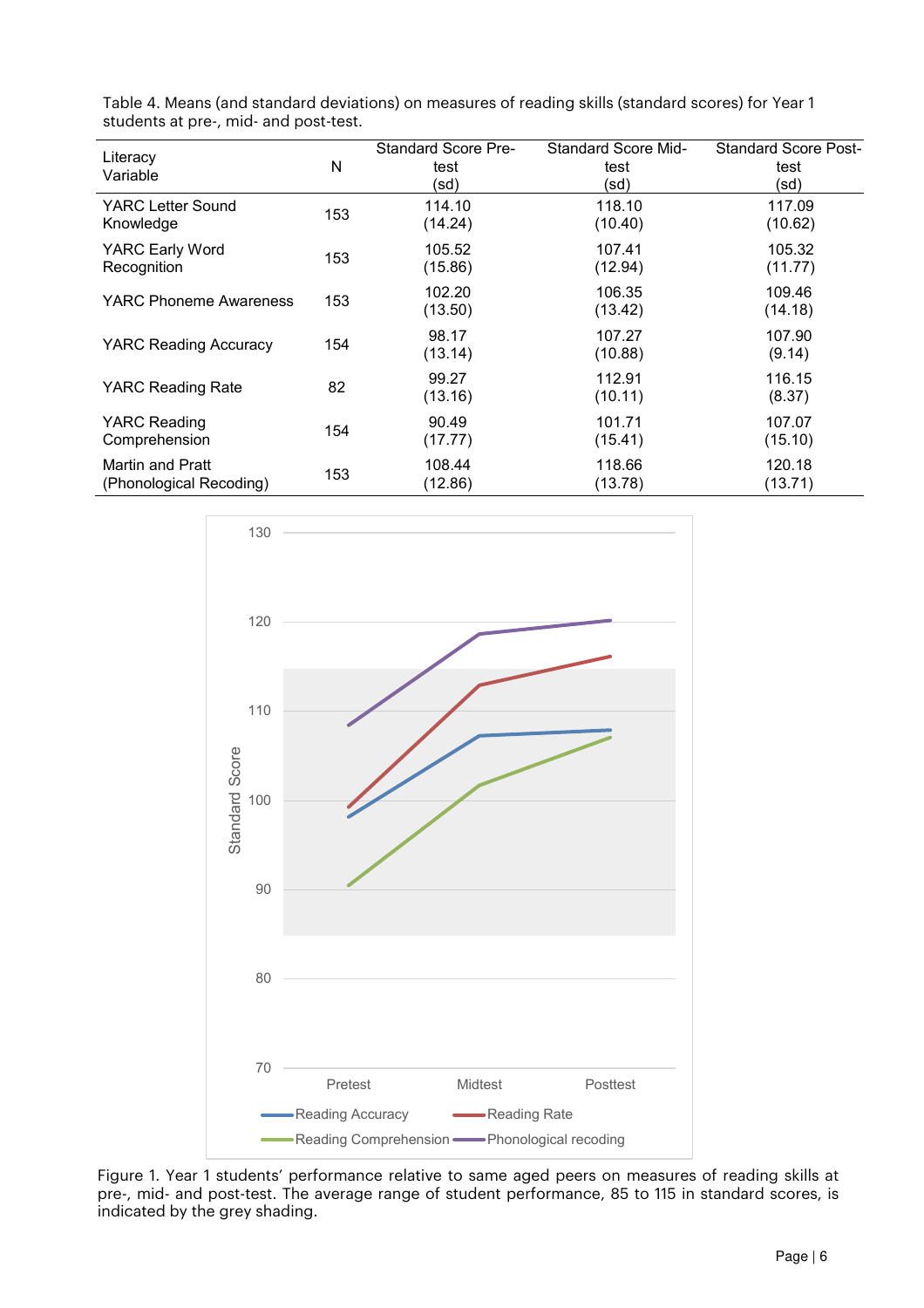Table 4. Means (and standard deviations) on measures of reading skills (standard scores) for Year 1 students at pre-, mid- and post-test.

| Literacy Variable | N | Standard Score Pre-test (sd) | Standard Score Mid-test (sd) | Standard Score Post-test (sd) |
|---|---|---|---|---|
| YARC Letter Sound Knowledge | 153 | 114.10 (14.24) | 118.10 (10.40) | 117.09 (10.62) |
| YARC Early Word Recognition | 153 | 105.52 (15.86) | 107.41 (12.94) | 105.32 (11.77) |
| YARC Phoneme Awareness | 153 | 102.20 (13.50) | 106.35 (13.42) | 109.46 (14.18) |
| YARC Reading Accuracy | 154 | 98.17 (13.14) | 107.27 (10.88) | 107.90 (9.14) |
| YARC Reading Rate | 82 | 99.27 (13.16) | 112.91 (10.11) | 116.15 (8.37) |
| YARC Reading Comprehension | 154 | 90.49 (17.77) | 101.71 (15.41) | 107.07 (15.10) |
| Martin and Pratt (Phonological Recoding) | 153 | 108.44 (12.86) | 118.66 (13.78) | 120.18 (13.71) |

Figure 1. Year 1 students' performance relative to same aged peers on measures of reading skills at pre-, mid- and post-test. The average range of student performance, 85 to 115 in standard scores, is indicated by the grey shading.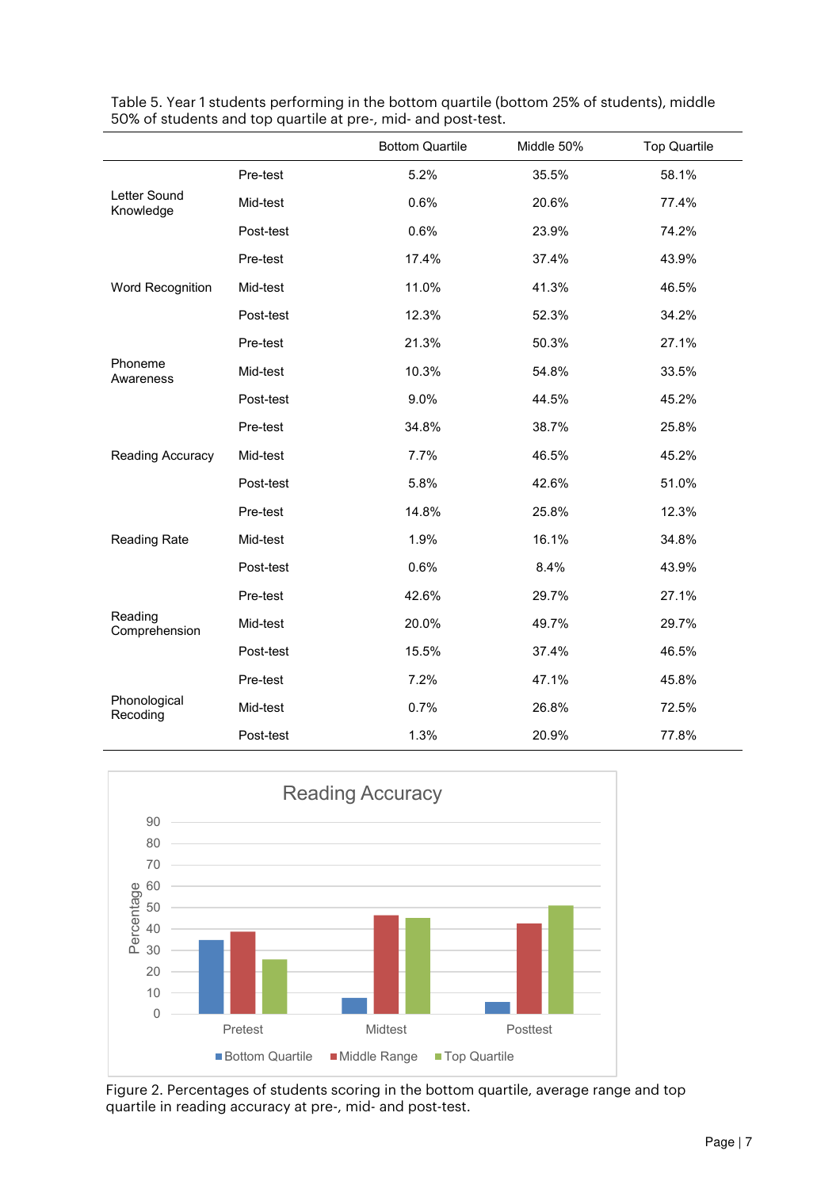Table 5. Year 1 students performing in the bottom quartile (bottom 25% of students), middle 50% of students and top quartile at pre-, mid- and post-test.

| | | Bottom Quartile | Middle 50% | Top Quartile |
|---|---|---|---|---|
| Letter Sound Knowledge | Pre-test | 5.2% | 35.5% | 58.1% |
| | Mid-test | 0.6% | 20.6% | 77.4% |
| | Post-test | 0.6% | 23.9% | 74.2% |
| Word Recognition | Pre-test | 17.4% | 37.4% | 43.9% |
| | Mid-test | 11.0% | 41.3% | 46.5% |
| | Post-test | 12.3% | 52.3% | 34.2% |
| Phoneme Awareness | Pre-test | 21.3% | 50.3% | 27.1% |
| | Mid-test | 10.3% | 54.8% | 33.5% |
| | Post-test | 9.0% | 44.5% | 45.2% |
| Reading Accuracy | Pre-test | 34.8% | 38.7% | 25.8% |
| | Mid-test | 7.7% | 46.5% | 45.2% |
| | Post-test | 5.8% | 42.6% | 51.0% |
| Reading Rate | Pre-test | 14.8% | 25.8% | 12.3% |
| | Mid-test | 1.9% | 16.1% | 34.8% |
| | Post-test | 0.6% | 8.4% | 43.9% |
| Reading Comprehension | Pre-test | 42.6% | 29.7% | 27.1% |
| | Mid-test | 20.0% | 49.7% | 29.7% |
| | Post-test | 15.5% | 37.4% | 46.5% |
| Phonological Recoding | Pre-test | 7.2% | 47.1% | 45.8% |
| | Mid-test | 0.7% | 26.8% | 72.5% |
| | Post-test | 1.3% | 20.9% | 77.8% |

Figure 2. Percentages of students scoring in the bottom quartile, average range and top quartile in reading accuracy at pre-, mid- and post-test.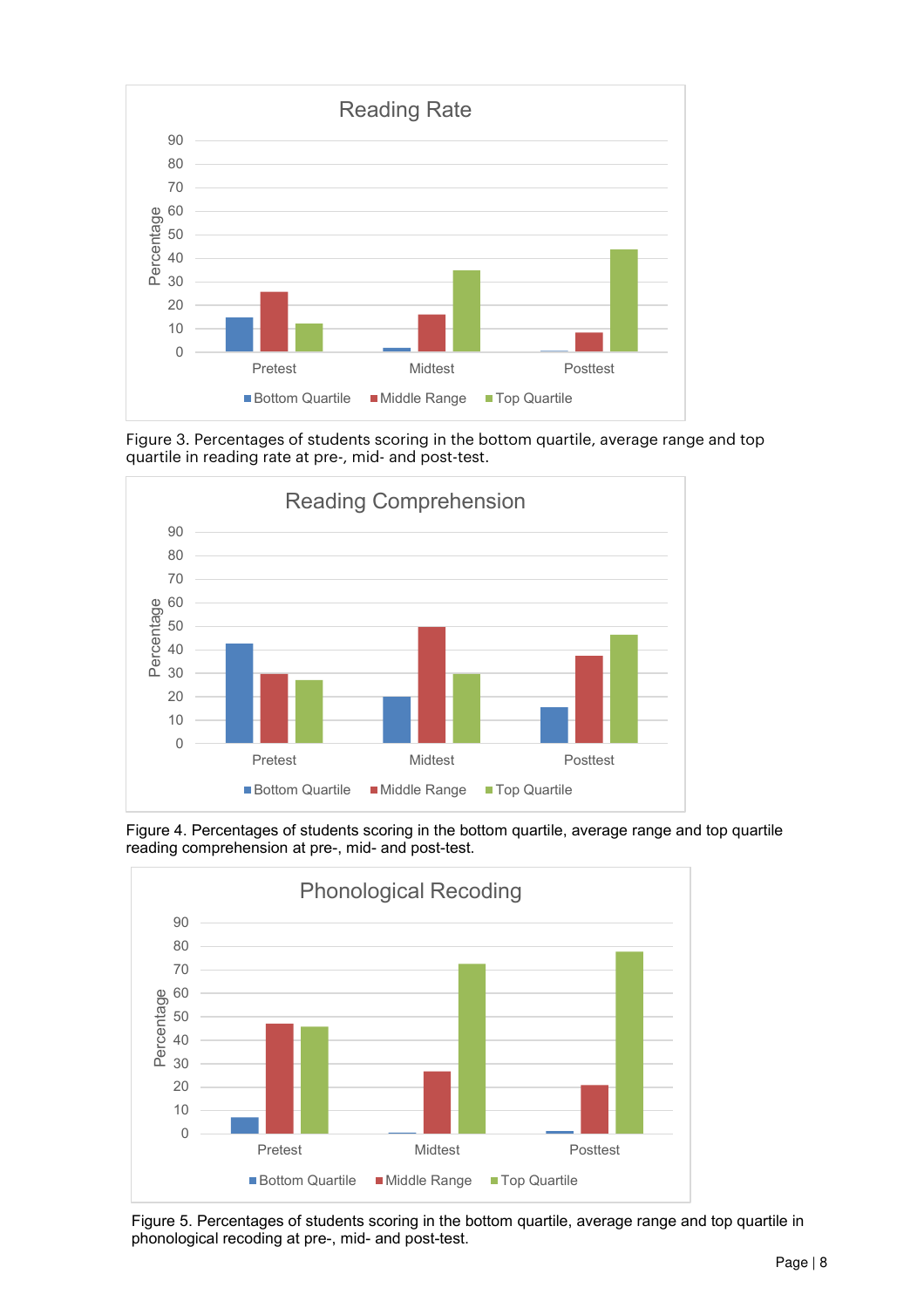Reading Rate

90
80
70
60
50
40
30
20
10
0

Percentage

Pretest
Midtest
Posttest

Bottom Quartile
Middle Range
Top Quartile

Figure 3. Percentages of students scoring in the bottom quartile, average range and top quartile in reading rate at pre-, mid- and post-test.

Reading Comprehension

90
80
70
60
50
40
30
20
10
0

Percentage

Pretest
Midtest
Posttest

Bottom Quartile
Middle Range
Top Quartile

Figure 4. Percentages of students scoring in the bottom quartile, average range and top quartile reading comprehension at pre-, mid- and post-test.

Phonological Recoding

90
80
70
60
50
40
30
20
10
0

Percentage

Pretest
Midtest
Posttest

Bottom Quartile
Middle Range
Top Quartile

Figure 5. Percentages of students scoring in the bottom quartile, average range and top quartile in phonological recoding at pre-, mid- and post-test.